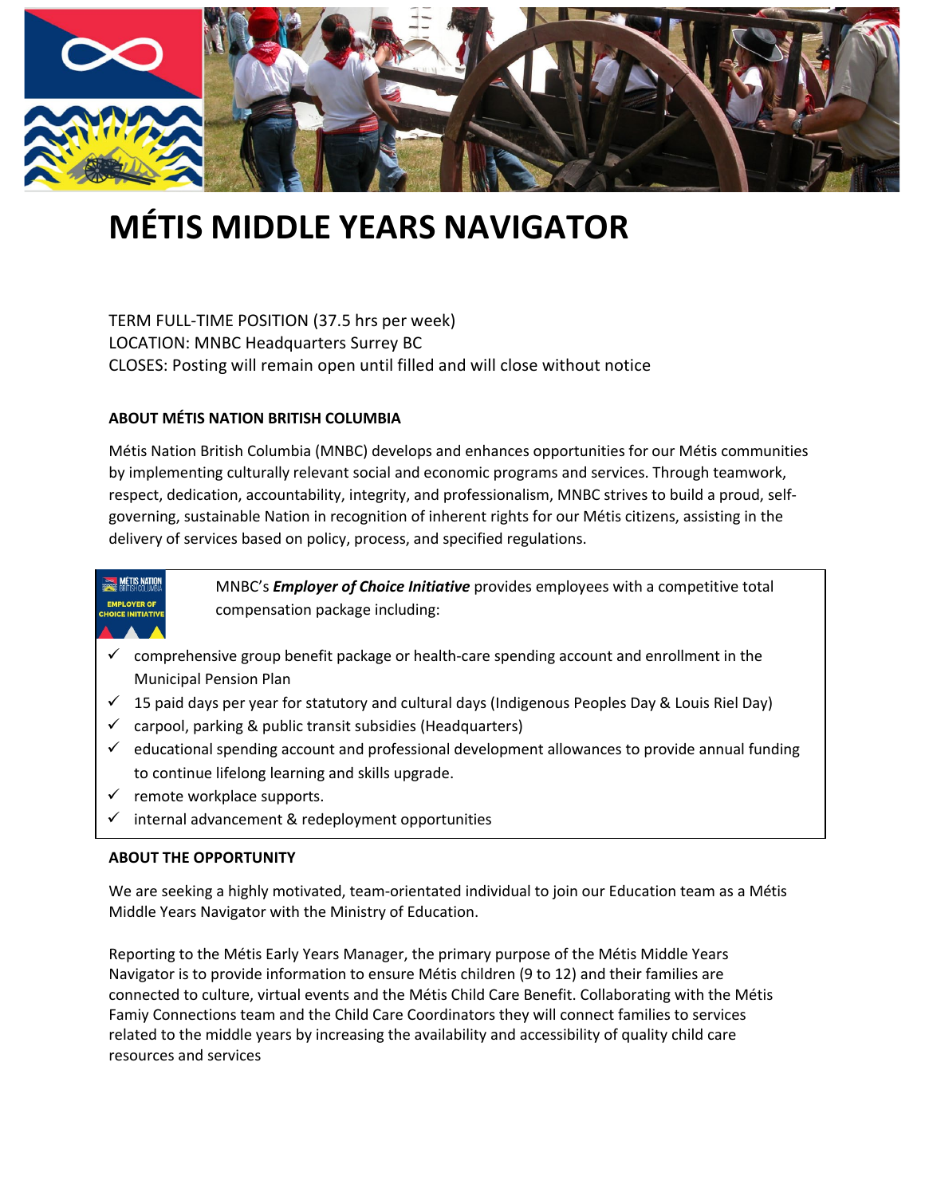# MÉTIS MIDDLE YEARS NAVIGATOR

TERM FULL-TIME POSITION (37.5 hrs per week)
LOCATION: MNBC Headquarters Surrey BC
CLOSES: Posting will remain open until filled and will close without notice

**ABOUT MÉTIS NATION BRITISH COLUMBIA**

Métis Nation British Columbia (MNBC) develops and enhances opportunities for our Métis communities by implementing culturally relevant social and economic programs and services. Through teamwork, respect, dedication, accountability, integrity, and professionalism, MNBC strives to build a proud, self-governing, sustainable Nation in recognition of inherent rights for our Métis citizens, assisting in the delivery of services based on policy, process, and specified regulations.

MNBC's ***Employer of Choice Initiative*** provides employees with a competitive total compensation package including:

- ✓ comprehensive group benefit package or health-care spending account and enrollment in the Municipal Pension Plan
- ✓ 15 paid days per year for statutory and cultural days (Indigenous Peoples Day & Louis Riel Day)
- ✓ carpool, parking & public transit subsidies (Headquarters)
- ✓ educational spending account and professional development allowances to provide annual funding to continue lifelong learning and skills upgrade.
- ✓ remote workplace supports.
- ✓ internal advancement & redeployment opportunities

**ABOUT THE OPPORTUNITY**

We are seeking a highly motivated, team-orientated individual to join our Education team as a Métis Middle Years Navigator with the Ministry of Education.

Reporting to the Métis Early Years Manager, the primary purpose of the Métis Middle Years Navigator is to provide information to ensure Métis children (9 to 12) and their families are connected to culture, virtual events and the Métis Child Care Benefit. Collaborating with the Métis Famiy Connections team and the Child Care Coordinators they will connect families to services related to the middle years by increasing the availability and accessibility of quality child care resources and services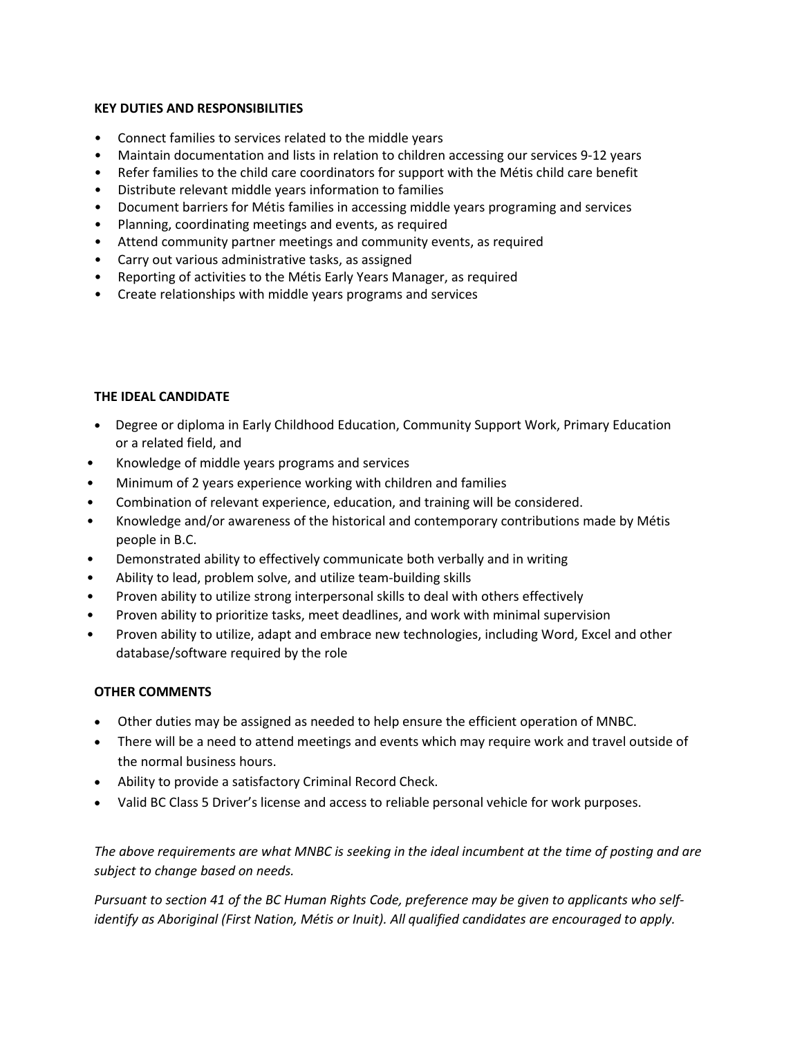**KEY DUTIES AND RESPONSIBILITIES**

- Connect families to services related to the middle years
- Maintain documentation and lists in relation to children accessing our services 9-12 years
- Refer families to the child care coordinators for support with the Métis child care benefit
- Distribute relevant middle years information to families
- Document barriers for Métis families in accessing middle years programing and services
- Planning, coordinating meetings and events, as required
- Attend community partner meetings and community events, as required
- Carry out various administrative tasks, as assigned
- Reporting of activities to the Métis Early Years Manager, as required
- Create relationships with middle years programs and services

**THE IDEAL CANDIDATE**

- Degree or diploma in Early Childhood Education, Community Support Work, Primary Education or a related field, and
- Knowledge of middle years programs and services
- Minimum of 2 years experience working with children and families
- Combination of relevant experience, education, and training will be considered.
- Knowledge and/or awareness of the historical and contemporary contributions made by Métis people in B.C.
- Demonstrated ability to effectively communicate both verbally and in writing
- Ability to lead, problem solve, and utilize team-building skills
- Proven ability to utilize strong interpersonal skills to deal with others effectively
- Proven ability to prioritize tasks, meet deadlines, and work with minimal supervision
- Proven ability to utilize, adapt and embrace new technologies, including Word, Excel and other database/software required by the role

**OTHER COMMENTS**

- Other duties may be assigned as needed to help ensure the efficient operation of MNBC.
- There will be a need to attend meetings and events which may require work and travel outside of the normal business hours.
- Ability to provide a satisfactory Criminal Record Check.
- Valid BC Class 5 Driver's license and access to reliable personal vehicle for work purposes.

*The above requirements are what MNBC is seeking in the ideal incumbent at the time of posting and are subject to change based on needs.*

*Pursuant to section 41 of the BC Human Rights Code, preference may be given to applicants who self-identify as Aboriginal (First Nation, Métis or Inuit). All qualified candidates are encouraged to apply.*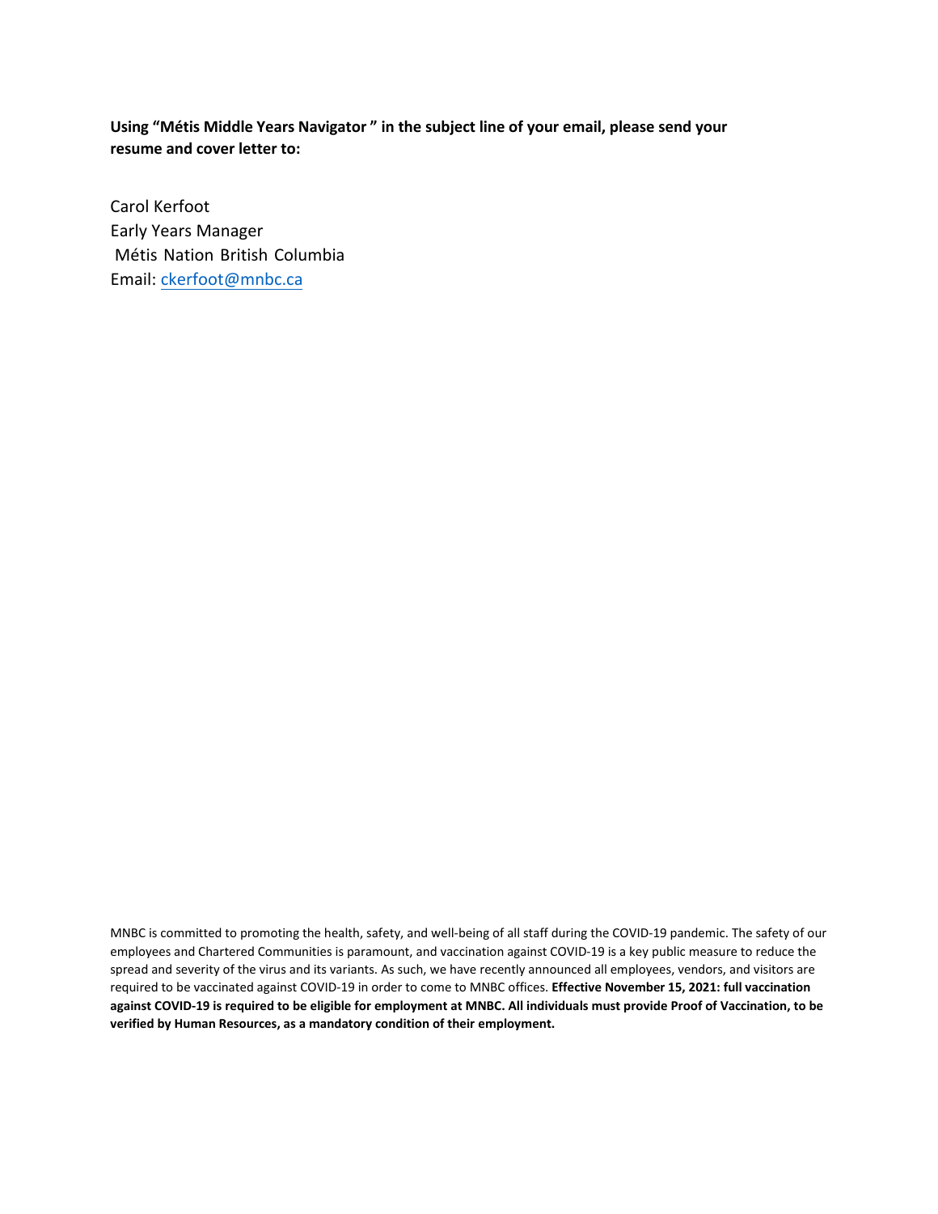**Using "Métis Middle Years Navigator " in the subject line of your email, please send your resume and cover letter to:**

Carol Kerfoot
Early Years Manager
Métis Nation British Columbia
Email: ckerfoot@mnbc.ca

MNBC is committed to promoting the health, safety, and well-being of all staff during the COVID-19 pandemic. The safety of our employees and Chartered Communities is paramount, and vaccination against COVID-19 is a key public measure to reduce the spread and severity of the virus and its variants. As such, we have recently announced all employees, vendors, and visitors are required to be vaccinated against COVID-19 in order to come to MNBC offices. **Effective November 15, 2021: full vaccination against COVID-19 is required to be eligible for employment at MNBC. All individuals must provide Proof of Vaccination, to be verified by Human Resources, as a mandatory condition of their employment.**